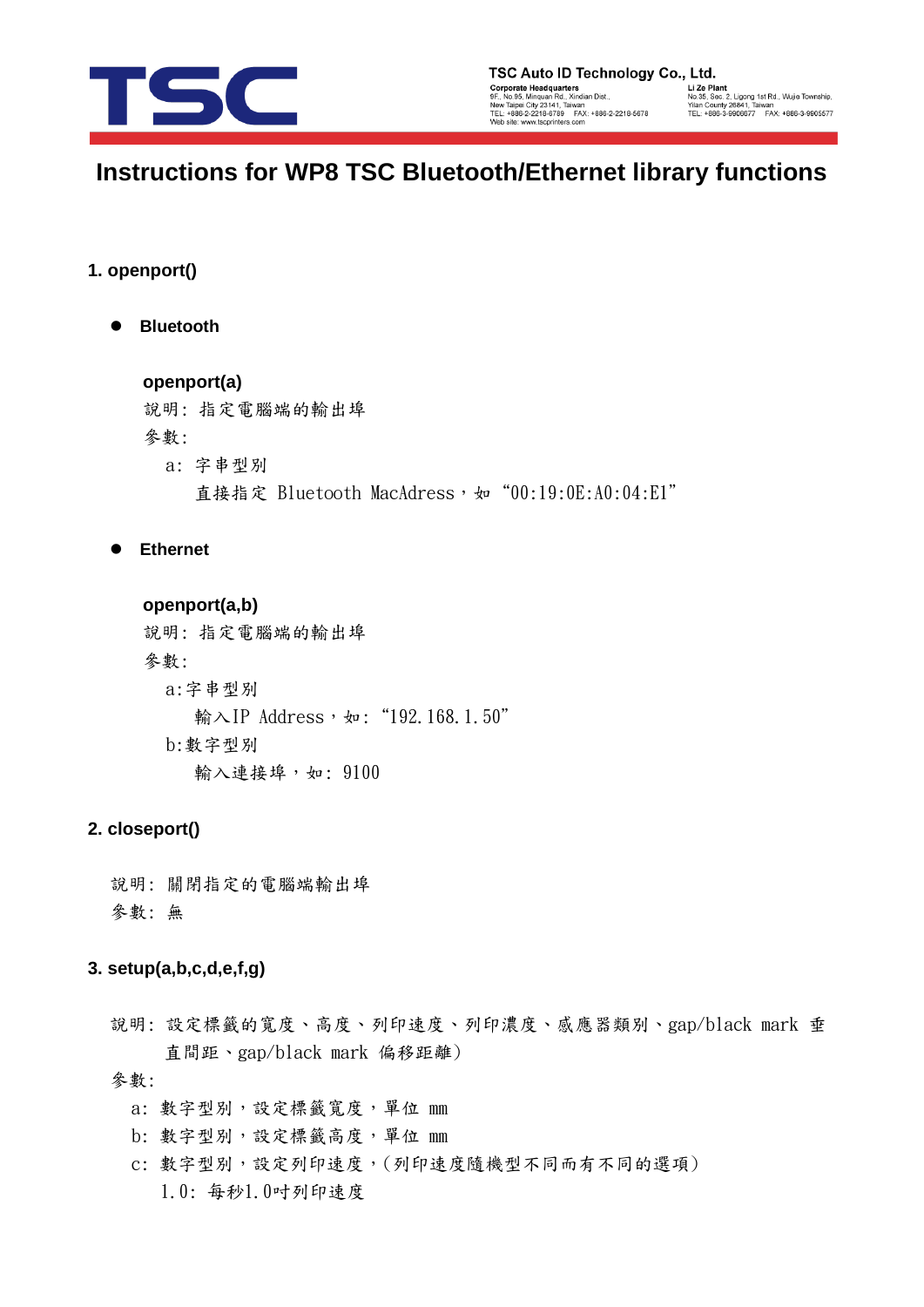# Instructions for WP8 TSC Bluetooth/Ethernet library functions

## 1. openport()

- **Bluetooth**

**openport(a)**

說明: 指定電腦端的輸出埠

參數:

a: 字串型別

直接指定 Bluetooth MacAdress，如“00:19:0E:A0:04:E1”

- **Ethernet**

**openport(a,b)**

說明: 指定電腦端的輸出埠

參數:

a:字串型別

輸入IP Address，如:“192.168.1.50”

b:數字型別

輸入連接埠，如: 9100

## 2. closeport()

說明: 關閉指定的電腦端輸出埠

參數: 無

## 3. setup(a,b,c,d,e,f,g)

說明: 設定標籤的寬度、高度、列印速度、列印濃度、感應器類別、gap/black mark 垂直間距、gap/black mark 偏移距離)

參數:

a: 數字型別，設定標籤寬度，單位 mm

b: 數字型別，設定標籤高度，單位 mm

c: 數字型別，設定列印速度，(列印速度隨機型不同而有不同的選項)

1.0: 每秒1.0吋列印速度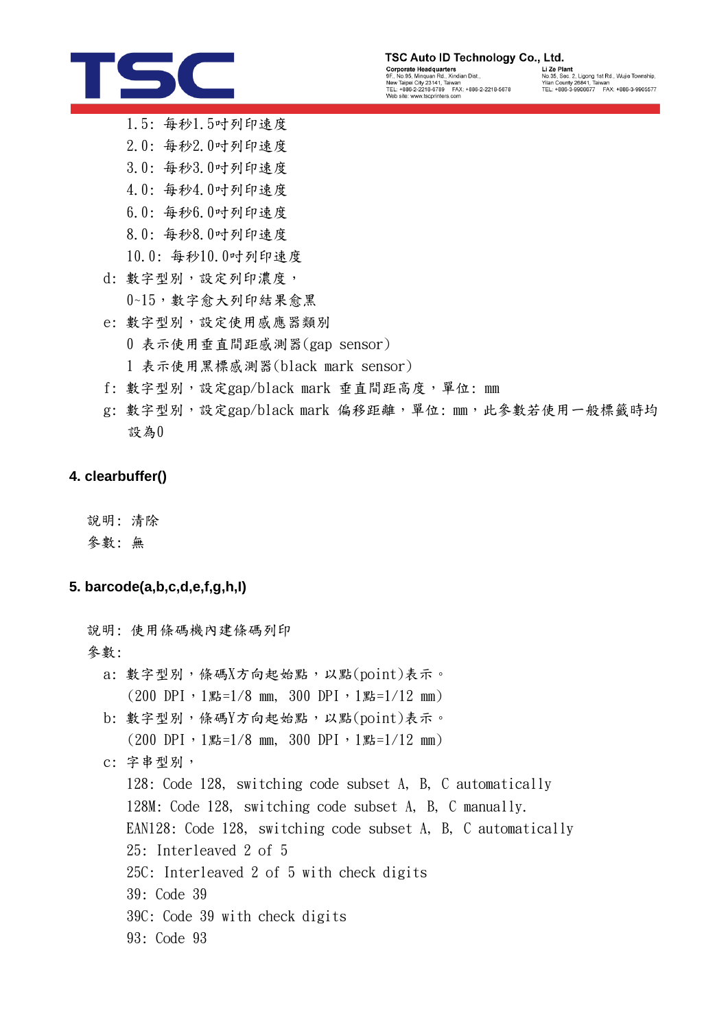1.5: 每秒1.5吋列印速度
2.0: 每秒2.0吋列印速度
3.0: 每秒3.0吋列印速度
4.0: 每秒4.0吋列印速度
6.0: 每秒6.0吋列印速度
8.0: 每秒8.0吋列印速度
10.0: 每秒10.0吋列印速度

d: 數字型別，設定列印濃度，
0~15，數字愈大列印結果愈黑

e: 數字型別，設定使用感應器類別
0 表示使用垂直間距感測器(gap sensor)
1 表示使用黑標感測器(black mark sensor)

f: 數字型別，設定gap/black mark 垂直間距高度，單位: mm

g: 數字型別，設定gap/black mark 偏移距離，單位: mm，此參數若使用一般標籤時均設為0

#### 4. clearbuffer()

說明: 清除
參數: 無

#### 5. barcode(a,b,c,d,e,f,g,h,I)

說明: 使用條碼機內建條碼列印
參數:

a: 數字型別，條碼X方向起始點，以點(point)表示。
(200 DPI，1點=1/8 mm, 300 DPI，1點=1/12 mm)

b: 數字型別，條碼Y方向起始點，以點(point)表示。
(200 DPI，1點=1/8 mm, 300 DPI，1點=1/12 mm)

c: 字串型別，
128: Code 128, switching code subset A, B, C automatically
128M: Code 128, switching code subset A, B, C manually.
EAN128: Code 128, switching code subset A, B, C automatically
25: Interleaved 2 of 5
25C: Interleaved 2 of 5 with check digits
39: Code 39
39C: Code 39 with check digits
93: Code 93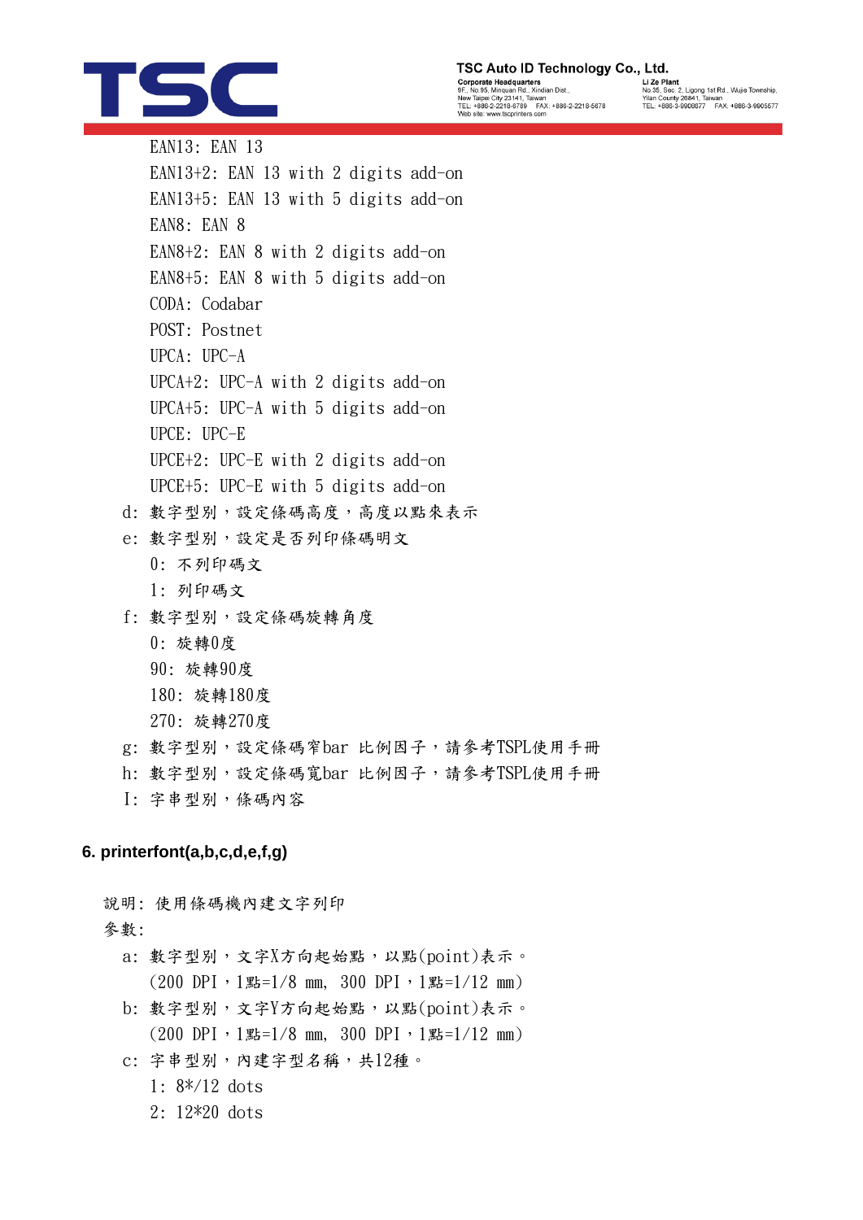EAN13: EAN 13
EAN13+2: EAN 13 with 2 digits add-on
EAN13+5: EAN 13 with 5 digits add-on
EAN8: EAN 8
EAN8+2: EAN 8 with 2 digits add-on
EAN8+5: EAN 8 with 5 digits add-on
CODA: Codabar
POST: Postnet
UPCA: UPC-A
UPCA+2: UPC-A with 2 digits add-on
UPCA+5: UPC-A with 5 digits add-on
UPCE: UPC-E
UPCE+2: UPC-E with 2 digits add-on
UPCE+5: UPC-E with 5 digits add-on

d: 數字型別，設定條碼高度，高度以點來表示
e: 數字型別，設定是否列印條碼明文
  0: 不列印碼文
  1: 列印碼文
f: 數字型別，設定條碼旋轉角度
  0: 旋轉0度
  90: 旋轉90度
  180: 旋轉180度
  270: 旋轉270度
g: 數字型別，設定條碼窄bar 比例因子，請參考TSPL使用手冊
h: 數字型別，設定條碼寬bar 比例因子，請參考TSPL使用手冊
I: 字串型別，條碼內容

### 6. printerfont(a,b,c,d,e,f,g)

說明: 使用條碼機內建文字列印
參數:
a: 數字型別，文字X方向起始點，以點(point)表示。
  (200 DPI，1點=1/8 mm, 300 DPI，1點=1/12 mm)
b: 數字型別，文字Y方向起始點，以點(point)表示。
  (200 DPI，1點=1/8 mm, 300 DPI，1點=1/12 mm)
c: 字串型別，內建字型名稱，共12種。
  1: 8*/12 dots
  2: 12*20 dots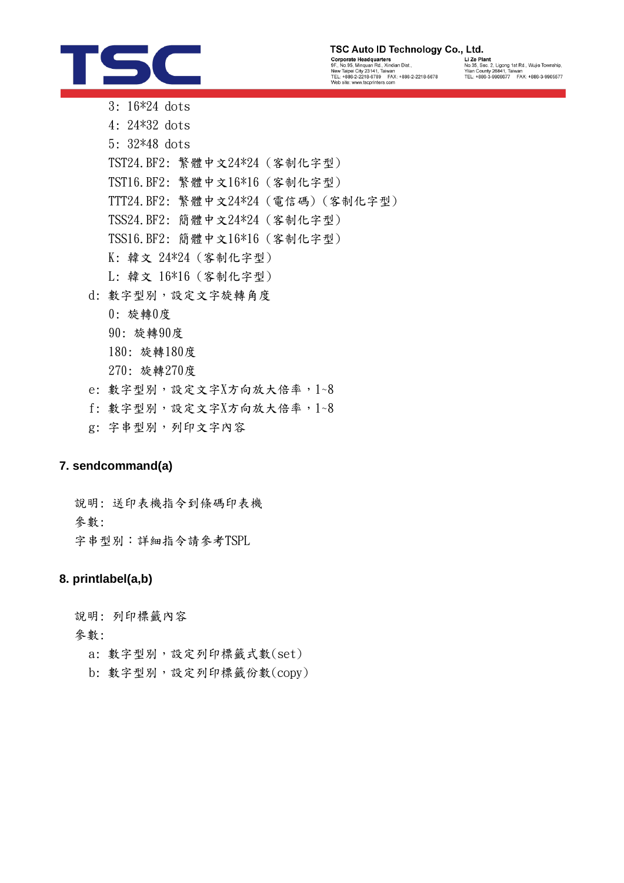3: 16*24 dots

4: 24*32 dots

5: 32*48 dots

TST24.BF2: 繁體中文24*24（客制化字型）

TST16.BF2: 繁體中文16*16（客制化字型）

TTT24.BF2: 繁體中文24*24（電信碼）（客制化字型）

TSS24.BF2: 簡體中文24*24（客制化字型）

TSS16.BF2: 簡體中文16*16（客制化字型）

K: 韓文 24*24（客制化字型）

L: 韓文 16*16（客制化字型）

d: 數字型別，設定文字旋轉角度

0: 旋轉0度

90: 旋轉90度

180: 旋轉180度

270: 旋轉270度

e: 數字型別，設定文字X方向放大倍率，1~8

f: 數字型別，設定文字X方向放大倍率，1~8

g: 字串型別，列印文字內容

### 7. sendcommand(a)

說明: 送印表機指令到條碼印表機

參數:

字串型別：詳細指令請參考TSPL

### 8. printlabel(a,b)

說明: 列印標籤內容

參數:

a: 數字型別，設定列印標籤式數(set)

b: 數字型別，設定列印標籤份數(copy)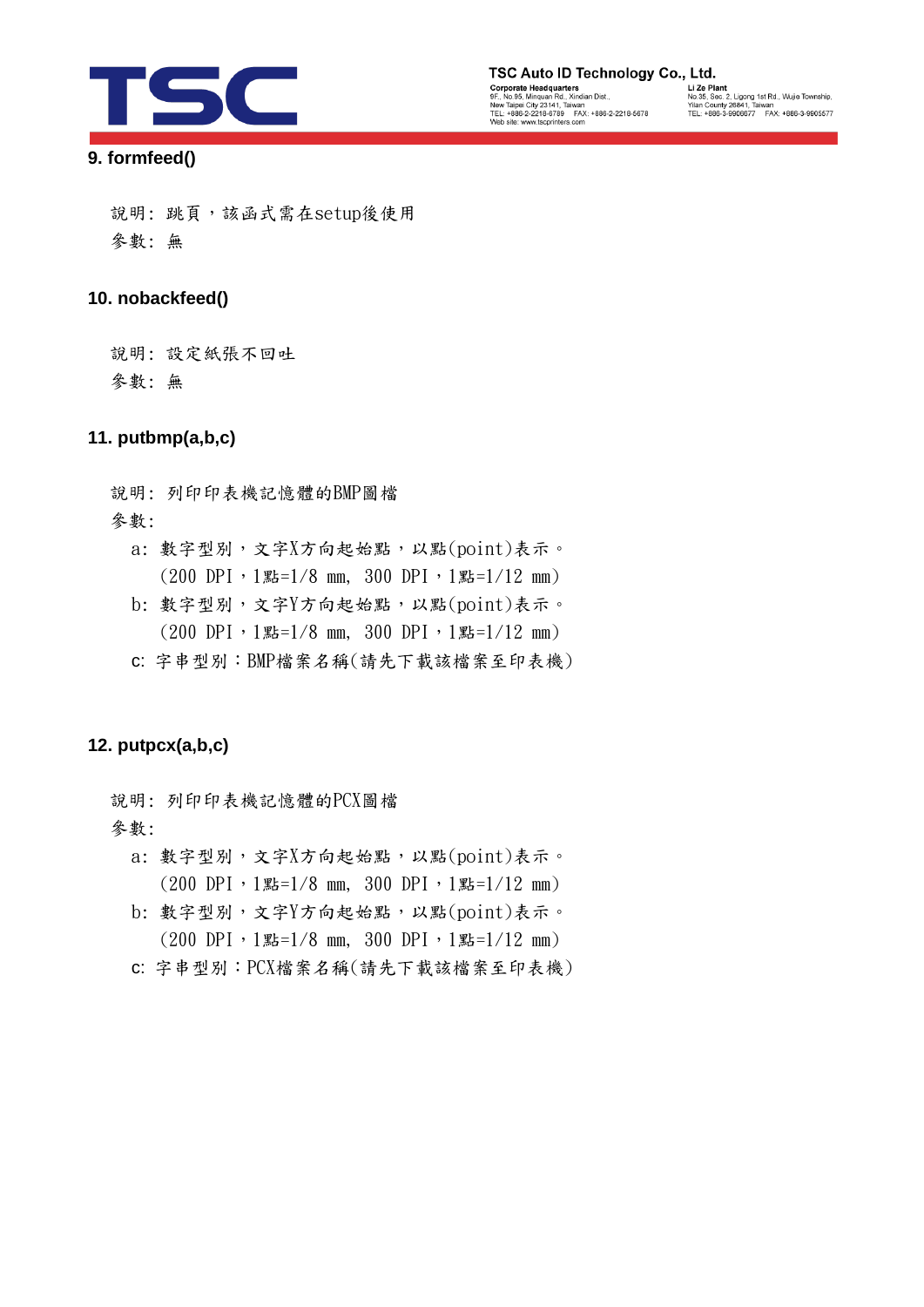### 9. formfeed()

說明: 跳頁，該函式需在setup後使用

參數: 無

### 10. nobackfeed()

說明: 設定紙張不回吐

參數: 無

### 11. putbmp(a,b,c)

說明: 列印印表機記憶體的BMP圖檔

參數:

- a: 數字型別，文字X方向起始點，以點(point)表示。
  (200 DPI，1點=1/8 mm, 300 DPI，1點=1/12 mm)
- b: 數字型別，文字Y方向起始點，以點(point)表示。
  (200 DPI，1點=1/8 mm, 300 DPI，1點=1/12 mm)
- c: 字串型別：BMP檔案名稱(請先下載該檔案至印表機)

### 12. putpcx(a,b,c)

說明: 列印印表機記憶體的PCX圖檔

參數:

- a: 數字型別，文字X方向起始點，以點(point)表示。
  (200 DPI，1點=1/8 mm, 300 DPI，1點=1/12 mm)
- b: 數字型別，文字Y方向起始點，以點(point)表示。
  (200 DPI，1點=1/8 mm, 300 DPI，1點=1/12 mm)
- c: 字串型別：PCX檔案名稱(請先下載該檔案至印表機)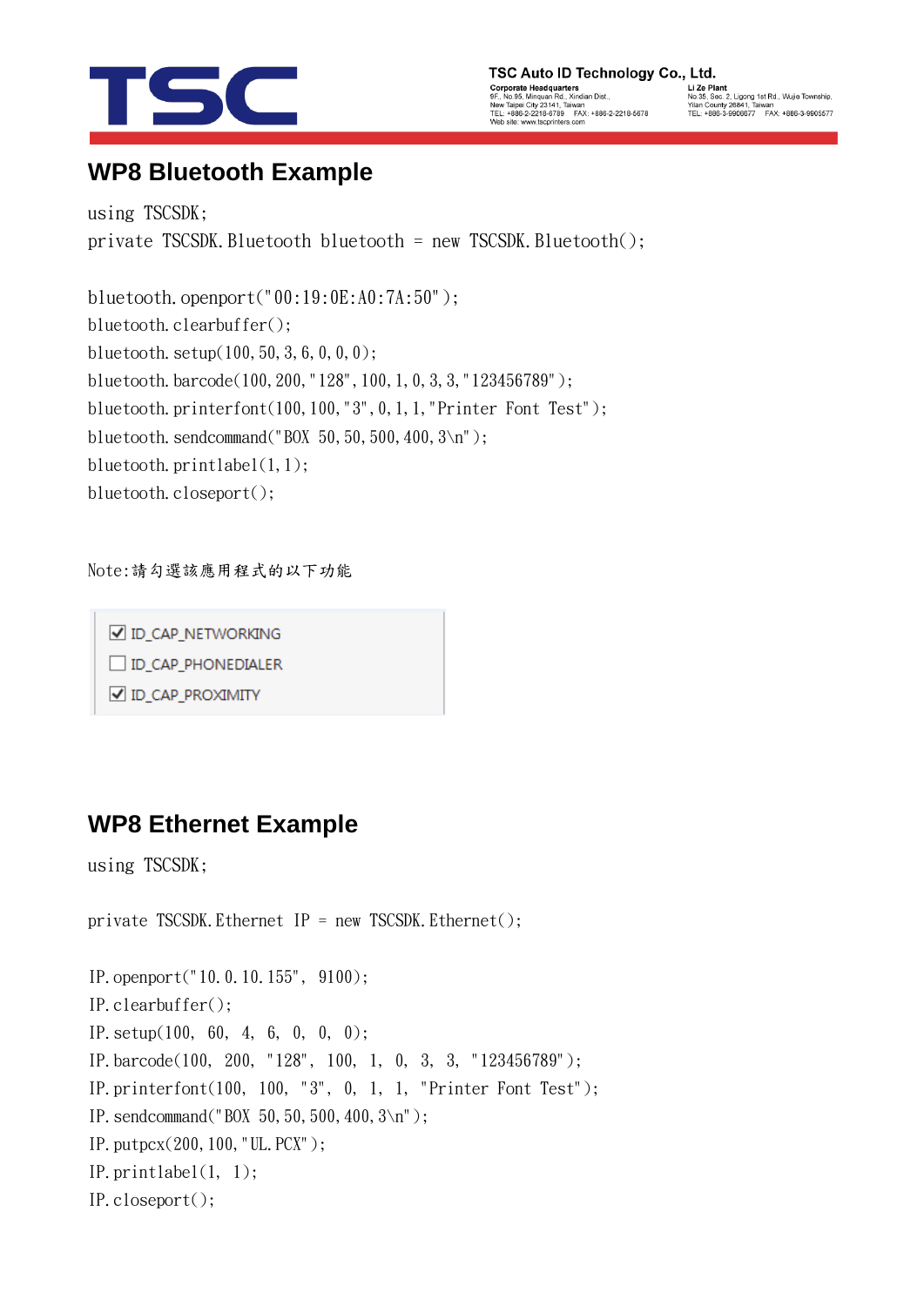## WP8 Bluetooth Example

```
using TSCSDK;
private TSCSDK.Bluetooth bluetooth = new TSCSDK.Bluetooth();

bluetooth.openport("00:19:0E:A0:7A:50");
bluetooth.clearbuffer();
bluetooth.setup(100,50,3,6,0,0,0);
bluetooth.barcode(100,200,"128",100,1,0,3,3,"123456789");
bluetooth.printerfont(100,100,"3",0,1,1,"Printer Font Test");
bluetooth.sendcommand("BOX 50,50,500,400,3\n");
bluetooth.printlabel(1,1);
bluetooth.closeport();
```

Note:請勾選該應用程式的以下功能

- [x] ID_CAP_NETWORKING
- [ ] ID_CAP_PHONEDIALER
- [x] ID_CAP_PROXIMITY

## WP8 Ethernet Example

```
using TSCSDK;

private TSCSDK.Ethernet IP = new TSCSDK.Ethernet();

IP.openport("10.0.10.155", 9100);
IP.clearbuffer();
IP.setup(100, 60, 4, 6, 0, 0, 0);
IP.barcode(100, 200, "128", 100, 1, 0, 3, 3, "123456789");
IP.printerfont(100, 100, "3", 0, 1, 1, "Printer Font Test");
IP.sendcommand("BOX 50,50,500,400,3\n");
IP.putpcx(200,100,"UL.PCX");
IP.printlabel(1, 1);
IP.closeport();
```